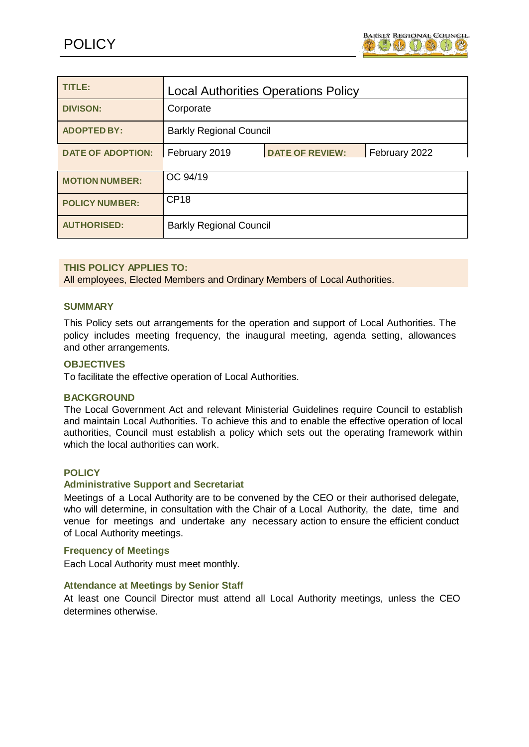# POLICY

| TITLE: | Local Authorities Operations Policy | | |
|---|---|---|---|
| DIVISON: | Corporate | | |
| ADOPTED BY: | Barkly Regional Council | | |
| DATE OF ADOPTION: | February 2019 | DATE OF REVIEW: | February 2022 |
| MOTION NUMBER: | OC 94/19 | | |
| POLICY NUMBER: | CP18 | | |
| AUTHORISED: | Barkly Regional Council | | |

**THIS POLICY APPLIES TO:**
All employees, Elected Members and Ordinary Members of Local Authorities.

### SUMMARY

This Policy sets out arrangements for the operation and support of Local Authorities. The policy includes meeting frequency, the inaugural meeting, agenda setting, allowances and other arrangements.

### OBJECTIVES

To facilitate the effective operation of Local Authorities.

### BACKGROUND

The Local Government Act and relevant Ministerial Guidelines require Council to establish and maintain Local Authorities. To achieve this and to enable the effective operation of local authorities, Council must establish a policy which sets out the operating framework within which the local authorities can work.

### POLICY

#### Administrative Support and Secretariat

Meetings of a Local Authority are to be convened by the CEO or their authorised delegate, who will determine, in consultation with the Chair of a Local Authority, the date, time and venue for meetings and undertake any necessary action to ensure the efficient conduct of Local Authority meetings.

#### Frequency of Meetings

Each Local Authority must meet monthly.

#### Attendance at Meetings by Senior Staff

At least one Council Director must attend all Local Authority meetings, unless the CEO determines otherwise.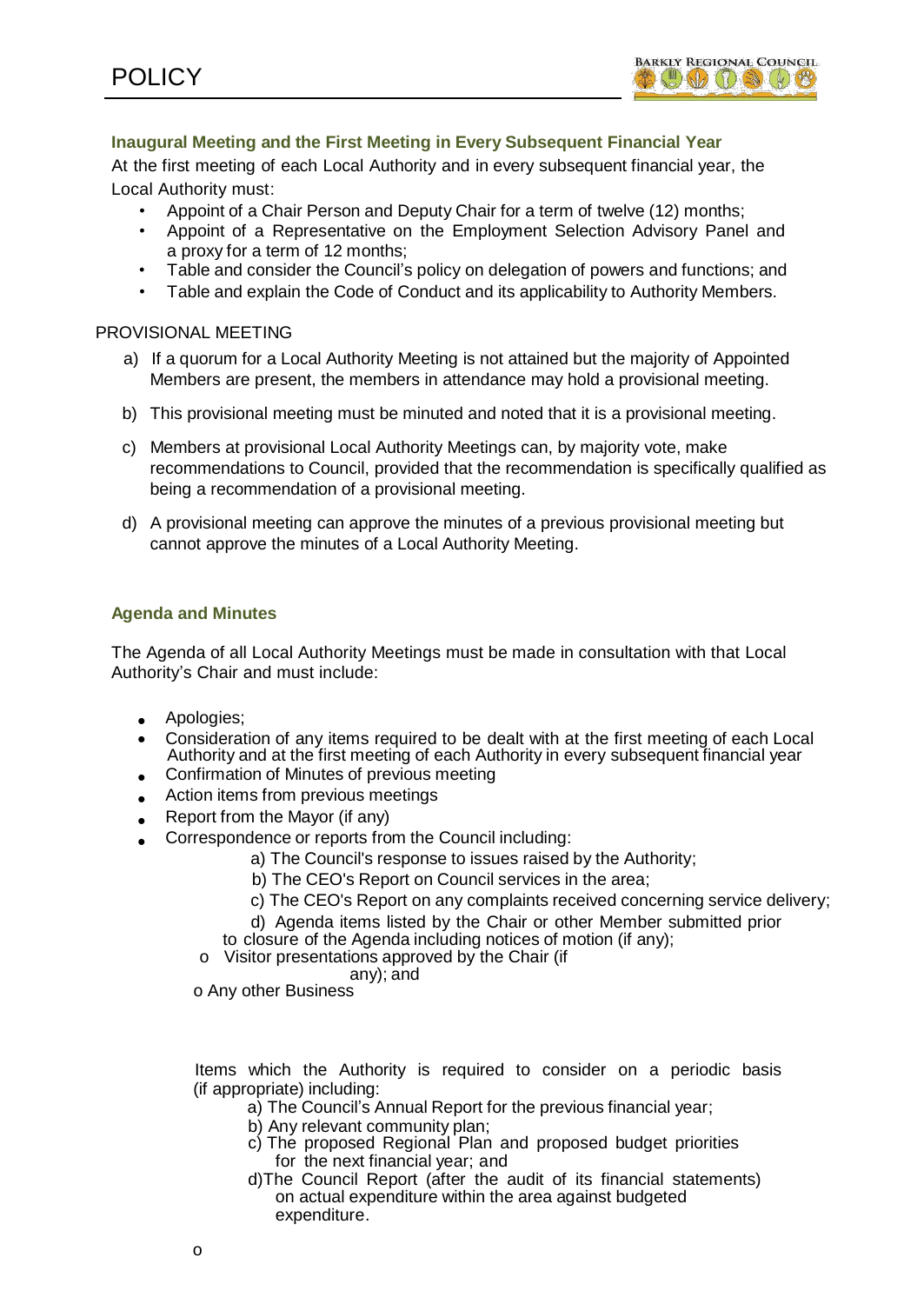### Inaugural Meeting and the First Meeting in Every Subsequent Financial Year

At the first meeting of each Local Authority and in every subsequent financial year, the Local Authority must:

- Appoint of a Chair Person and Deputy Chair for a term of twelve (12) months;
- Appoint of a Representative on the Employment Selection Advisory Panel and a proxy for a term of 12 months;
- Table and consider the Council's policy on delegation of powers and functions; and
- Table and explain the Code of Conduct and its applicability to Authority Members.

PROVISIONAL MEETING

a) If a quorum for a Local Authority Meeting is not attained but the majority of Appointed Members are present, the members in attendance may hold a provisional meeting.

b) This provisional meeting must be minuted and noted that it is a provisional meeting.

c) Members at provisional Local Authority Meetings can, by majority vote, make recommendations to Council, provided that the recommendation is specifically qualified as being a recommendation of a provisional meeting.

d) A provisional meeting can approve the minutes of a previous provisional meeting but cannot approve the minutes of a Local Authority Meeting.

### Agenda and Minutes

The Agenda of all Local Authority Meetings must be made in consultation with that Local Authority's Chair and must include:

- Apologies;
- Consideration of any items required to be dealt with at the first meeting of each Local Authority and at the first meeting of each Authority in every subsequent financial year
- Confirmation of Minutes of previous meeting
- Action items from previous meetings
- Report from the Mayor (if any)
- Correspondence or reports from the Council including:
  - a) The Council's response to issues raised by the Authority;
  - b) The CEO's Report on Council services in the area;
  - c) The CEO's Report on any complaints received concerning service delivery;
  - d) Agenda items listed by the Chair or other Member submitted prior to closure of the Agenda including notices of motion (if any);
- o Visitor presentations approved by the Chair (if any); and
- o Any other Business

Items which the Authority is required to consider on a periodic basis (if appropriate) including:

a) The Council's Annual Report for the previous financial year;

b) Any relevant community plan;

c) The proposed Regional Plan and proposed budget priorities for the next financial year; and

d)The Council Report (after the audit of its financial statements) on actual expenditure within the area against budgeted expenditure.

o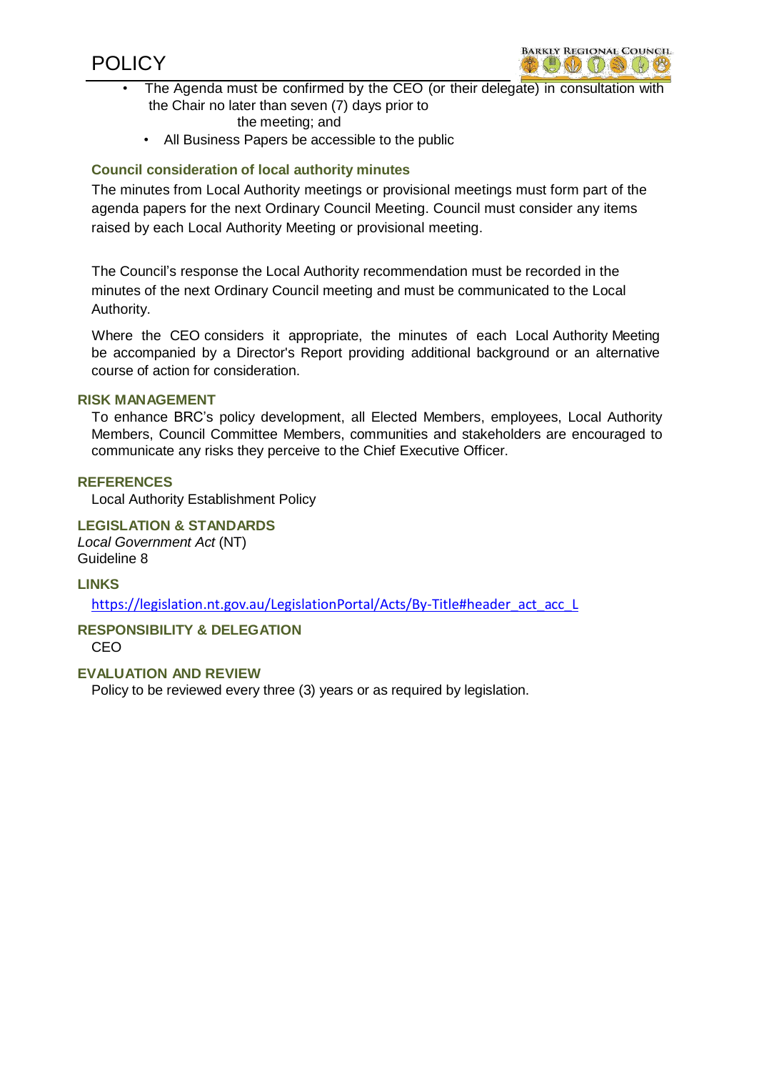- The Agenda must be confirmed by the CEO (or their delegate) in consultation with the Chair no later than seven (7) days prior to the meeting; and
- All Business Papers be accessible to the public

### Council consideration of local authority minutes

The minutes from Local Authority meetings or provisional meetings must form part of the agenda papers for the next Ordinary Council Meeting. Council must consider any items raised by each Local Authority Meeting or provisional meeting.

The Council's response the Local Authority recommendation must be recorded in the minutes of the next Ordinary Council meeting and must be communicated to the Local Authority.

Where the CEO considers it appropriate, the minutes of each Local Authority Meeting be accompanied by a Director's Report providing additional background or an alternative course of action for consideration.

## RISK MANAGEMENT

To enhance BRC's policy development, all Elected Members, employees, Local Authority Members, Council Committee Members, communities and stakeholders are encouraged to communicate any risks they perceive to the Chief Executive Officer.

## REFERENCES

Local Authority Establishment Policy

## LEGISLATION & STANDARDS

*Local Government Act* (NT)
Guideline 8

## LINKS

https://legislation.nt.gov.au/LegislationPortal/Acts/By-Title#header_act_acc_L

## RESPONSIBILITY & DELEGATION

CEO

## EVALUATION AND REVIEW

Policy to be reviewed every three (3) years or as required by legislation.